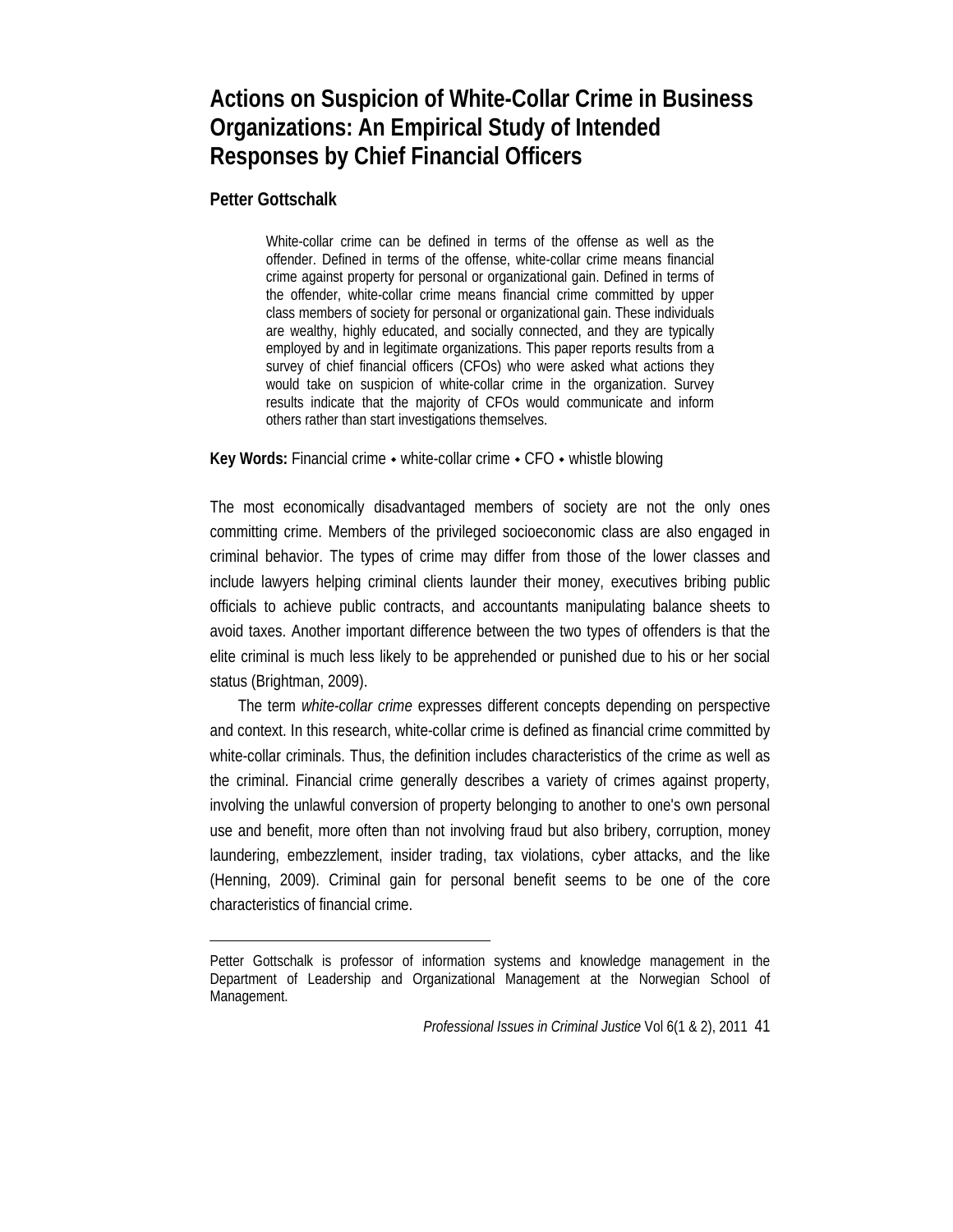# Actions on Suspicion of White-Collar Crime in Business Organizations: An Empirical Study of Intended Responses by Chief Financial Officers

**Petter Gottschalk**

> White-collar crime can be defined in terms of the offense as well as the offender. Defined in terms of the offense, white-collar crime means financial crime against property for personal or organizational gain. Defined in terms of the offender, white-collar crime means financial crime committed by upper class members of society for personal or organizational gain. These individuals are wealthy, highly educated, and socially connected, and they are typically employed by and in legitimate organizations. This paper reports results from a survey of chief financial officers (CFOs) who were asked what actions they would take on suspicion of white-collar crime in the organization. Survey results indicate that the majority of CFOs would communicate and inform others rather than start investigations themselves.

**Key Words:** Financial crime ⬩ white-collar crime ⬩ CFO ⬩ whistle blowing

The most economically disadvantaged members of society are not the only ones committing crime. Members of the privileged socioeconomic class are also engaged in criminal behavior. The types of crime may differ from those of the lower classes and include lawyers helping criminal clients launder their money, executives bribing public officials to achieve public contracts, and accountants manipulating balance sheets to avoid taxes. Another important difference between the two types of offenders is that the elite criminal is much less likely to be apprehended or punished due to his or her social status (Brightman, 2009).

The term *white-collar crime* expresses different concepts depending on perspective and context. In this research, white-collar crime is defined as financial crime committed by white-collar criminals. Thus, the definition includes characteristics of the crime as well as the criminal. Financial crime generally describes a variety of crimes against property, involving the unlawful conversion of property belonging to another to one's own personal use and benefit, more often than not involving fraud but also bribery, corruption, money laundering, embezzlement, insider trading, tax violations, cyber attacks, and the like (Henning, 2009). Criminal gain for personal benefit seems to be one of the core characteristics of financial crime.

---

Petter Gottschalk is professor of information systems and knowledge management in the Department of Leadership and Organizational Management at the Norwegian School of Management.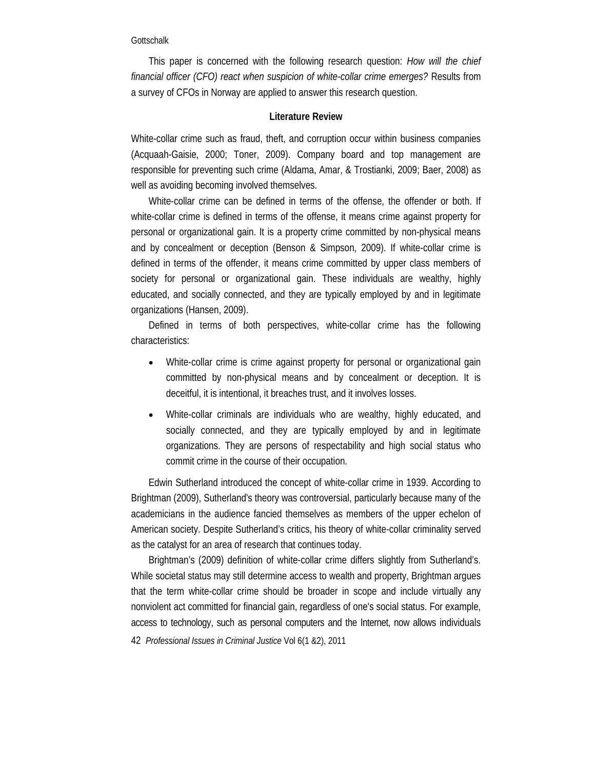This paper is concerned with the following research question: *How will the chief financial officer (CFO) react when suspicion of white-collar crime emerges?* Results from a survey of CFOs in Norway are applied to answer this research question.

## Literature Review

White-collar crime such as fraud, theft, and corruption occur within business companies (Acquaah-Gaisie, 2000; Toner, 2009). Company board and top management are responsible for preventing such crime (Aldama, Amar, & Trostianki, 2009; Baer, 2008) as well as avoiding becoming involved themselves.

White-collar crime can be defined in terms of the offense, the offender or both. If white-collar crime is defined in terms of the offense, it means crime against property for personal or organizational gain. It is a property crime committed by non-physical means and by concealment or deception (Benson & Simpson, 2009). If white-collar crime is defined in terms of the offender, it means crime committed by upper class members of society for personal or organizational gain. These individuals are wealthy, highly educated, and socially connected, and they are typically employed by and in legitimate organizations (Hansen, 2009).

Defined in terms of both perspectives, white-collar crime has the following characteristics:

- White-collar crime is crime against property for personal or organizational gain committed by non-physical means and by concealment or deception. It is deceitful, it is intentional, it breaches trust, and it involves losses.
- White-collar criminals are individuals who are wealthy, highly educated, and socially connected, and they are typically employed by and in legitimate organizations. They are persons of respectability and high social status who commit crime in the course of their occupation.

Edwin Sutherland introduced the concept of white-collar crime in 1939. According to Brightman (2009), Sutherland's theory was controversial, particularly because many of the academicians in the audience fancied themselves as members of the upper echelon of American society. Despite Sutherland's critics, his theory of white-collar criminality served as the catalyst for an area of research that continues today.

Brightman's (2009) definition of white-collar crime differs slightly from Sutherland's. While societal status may still determine access to wealth and property, Brightman argues that the term white-collar crime should be broader in scope and include virtually any nonviolent act committed for financial gain, regardless of one's social status. For example, access to technology, such as personal computers and the Internet, now allows individuals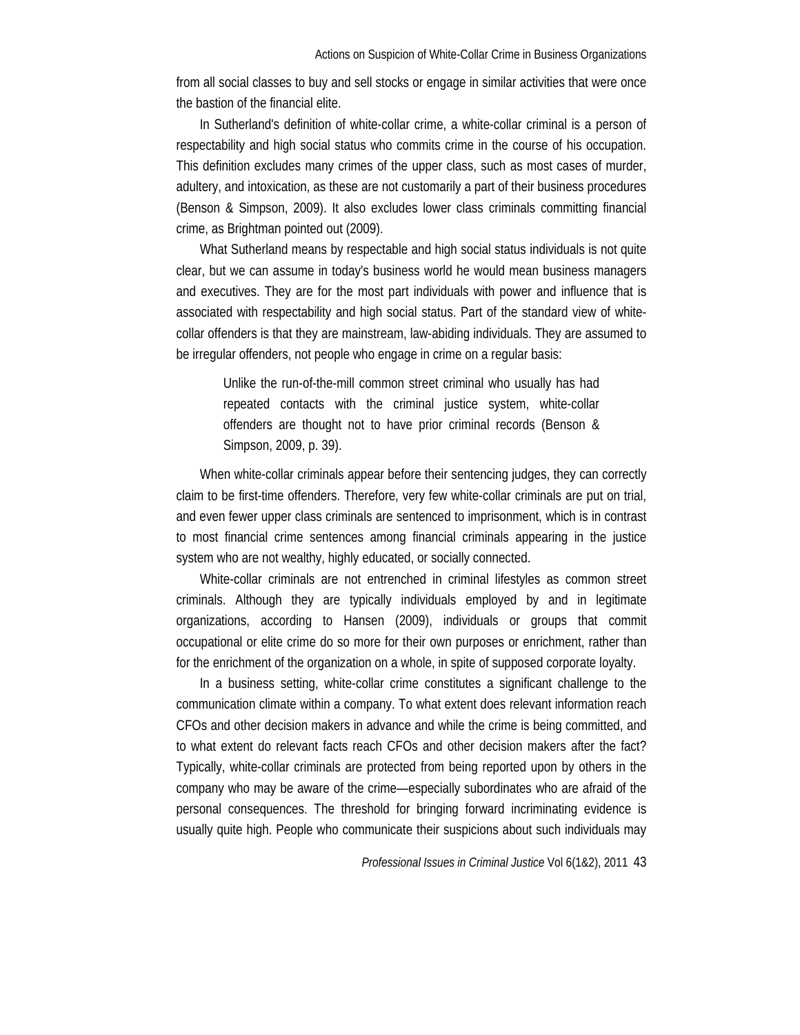from all social classes to buy and sell stocks or engage in similar activities that were once the bastion of the financial elite.

In Sutherland's definition of white-collar crime, a white-collar criminal is a person of respectability and high social status who commits crime in the course of his occupation. This definition excludes many crimes of the upper class, such as most cases of murder, adultery, and intoxication, as these are not customarily a part of their business procedures (Benson & Simpson, 2009). It also excludes lower class criminals committing financial crime, as Brightman pointed out (2009).

What Sutherland means by respectable and high social status individuals is not quite clear, but we can assume in today's business world he would mean business managers and executives. They are for the most part individuals with power and influence that is associated with respectability and high social status. Part of the standard view of white-collar offenders is that they are mainstream, law-abiding individuals. They are assumed to be irregular offenders, not people who engage in crime on a regular basis:

> Unlike the run-of-the-mill common street criminal who usually has had repeated contacts with the criminal justice system, white-collar offenders are thought not to have prior criminal records (Benson & Simpson, 2009, p. 39).

When white-collar criminals appear before their sentencing judges, they can correctly claim to be first-time offenders. Therefore, very few white-collar criminals are put on trial, and even fewer upper class criminals are sentenced to imprisonment, which is in contrast to most financial crime sentences among financial criminals appearing in the justice system who are not wealthy, highly educated, or socially connected.

White-collar criminals are not entrenched in criminal lifestyles as common street criminals. Although they are typically individuals employed by and in legitimate organizations, according to Hansen (2009), individuals or groups that commit occupational or elite crime do so more for their own purposes or enrichment, rather than for the enrichment of the organization on a whole, in spite of supposed corporate loyalty.

In a business setting, white-collar crime constitutes a significant challenge to the communication climate within a company. To what extent does relevant information reach CFOs and other decision makers in advance and while the crime is being committed, and to what extent do relevant facts reach CFOs and other decision makers after the fact? Typically, white-collar criminals are protected from being reported upon by others in the company who may be aware of the crime—especially subordinates who are afraid of the personal consequences. The threshold for bringing forward incriminating evidence is usually quite high. People who communicate their suspicions about such individuals may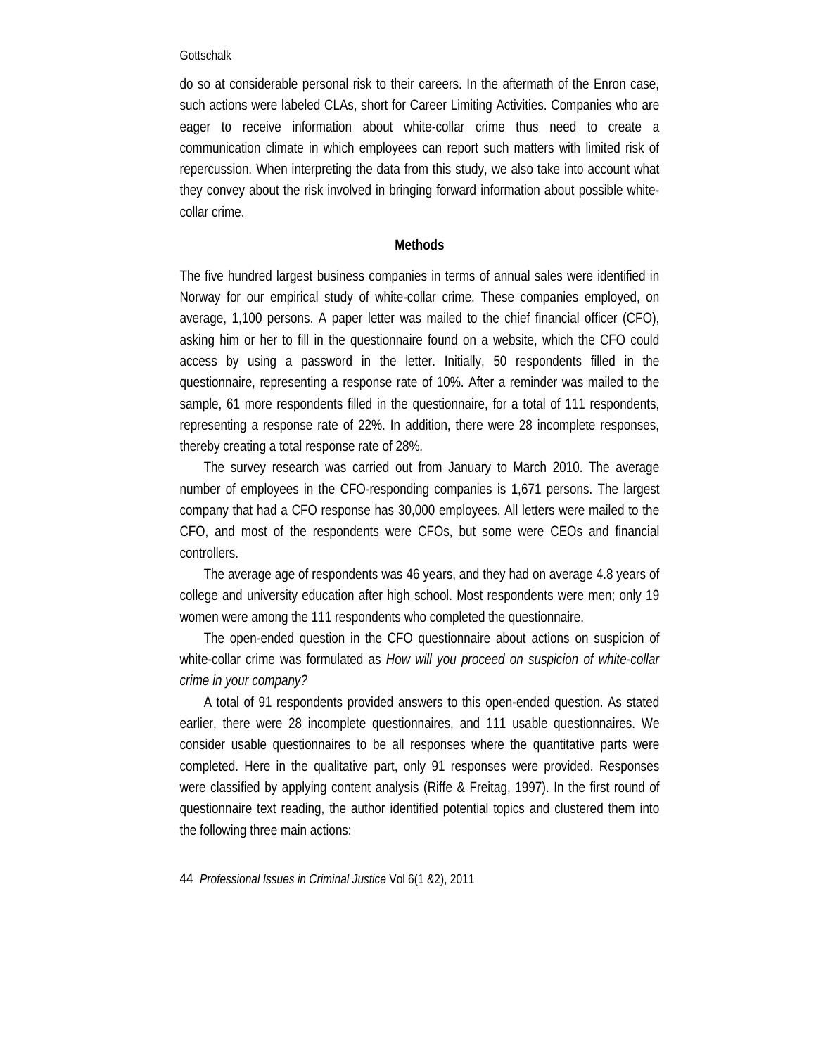do so at considerable personal risk to their careers. In the aftermath of the Enron case, such actions were labeled CLAs, short for Career Limiting Activities. Companies who are eager to receive information about white-collar crime thus need to create a communication climate in which employees can report such matters with limited risk of repercussion. When interpreting the data from this study, we also take into account what they convey about the risk involved in bringing forward information about possible white-collar crime.

## Methods

The five hundred largest business companies in terms of annual sales were identified in Norway for our empirical study of white-collar crime. These companies employed, on average, 1,100 persons. A paper letter was mailed to the chief financial officer (CFO), asking him or her to fill in the questionnaire found on a website, which the CFO could access by using a password in the letter. Initially, 50 respondents filled in the questionnaire, representing a response rate of 10%. After a reminder was mailed to the sample, 61 more respondents filled in the questionnaire, for a total of 111 respondents, representing a response rate of 22%. In addition, there were 28 incomplete responses, thereby creating a total response rate of 28%.

The survey research was carried out from January to March 2010. The average number of employees in the CFO-responding companies is 1,671 persons. The largest company that had a CFO response has 30,000 employees. All letters were mailed to the CFO, and most of the respondents were CFOs, but some were CEOs and financial controllers.

The average age of respondents was 46 years, and they had on average 4.8 years of college and university education after high school. Most respondents were men; only 19 women were among the 111 respondents who completed the questionnaire.

The open-ended question in the CFO questionnaire about actions on suspicion of white-collar crime was formulated as *How will you proceed on suspicion of white-collar crime in your company?*

A total of 91 respondents provided answers to this open-ended question. As stated earlier, there were 28 incomplete questionnaires, and 111 usable questionnaires. We consider usable questionnaires to be all responses where the quantitative parts were completed. Here in the qualitative part, only 91 responses were provided. Responses were classified by applying content analysis (Riffe & Freitag, 1997). In the first round of questionnaire text reading, the author identified potential topics and clustered them into the following three main actions: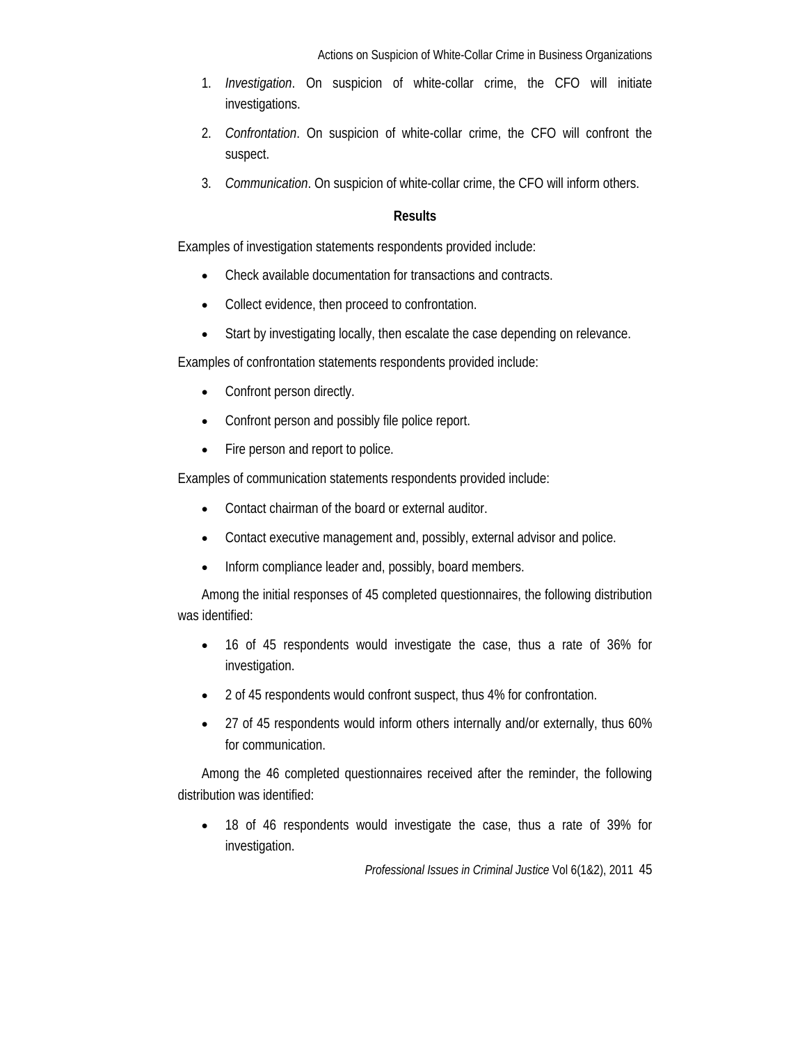1. *Investigation*. On suspicion of white-collar crime, the CFO will initiate investigations.
2. *Confrontation*. On suspicion of white-collar crime, the CFO will confront the suspect.
3. *Communication*. On suspicion of white-collar crime, the CFO will inform others.

## Results

Examples of investigation statements respondents provided include:

- Check available documentation for transactions and contracts.
- Collect evidence, then proceed to confrontation.
- Start by investigating locally, then escalate the case depending on relevance.

Examples of confrontation statements respondents provided include:

- Confront person directly.
- Confront person and possibly file police report.
- Fire person and report to police.

Examples of communication statements respondents provided include:

- Contact chairman of the board or external auditor.
- Contact executive management and, possibly, external advisor and police.
- Inform compliance leader and, possibly, board members.

Among the initial responses of 45 completed questionnaires, the following distribution was identified:

- 16 of 45 respondents would investigate the case, thus a rate of 36% for investigation.
- 2 of 45 respondents would confront suspect, thus 4% for confrontation.
- 27 of 45 respondents would inform others internally and/or externally, thus 60% for communication.

Among the 46 completed questionnaires received after the reminder, the following distribution was identified:

- 18 of 46 respondents would investigate the case, thus a rate of 39% for investigation.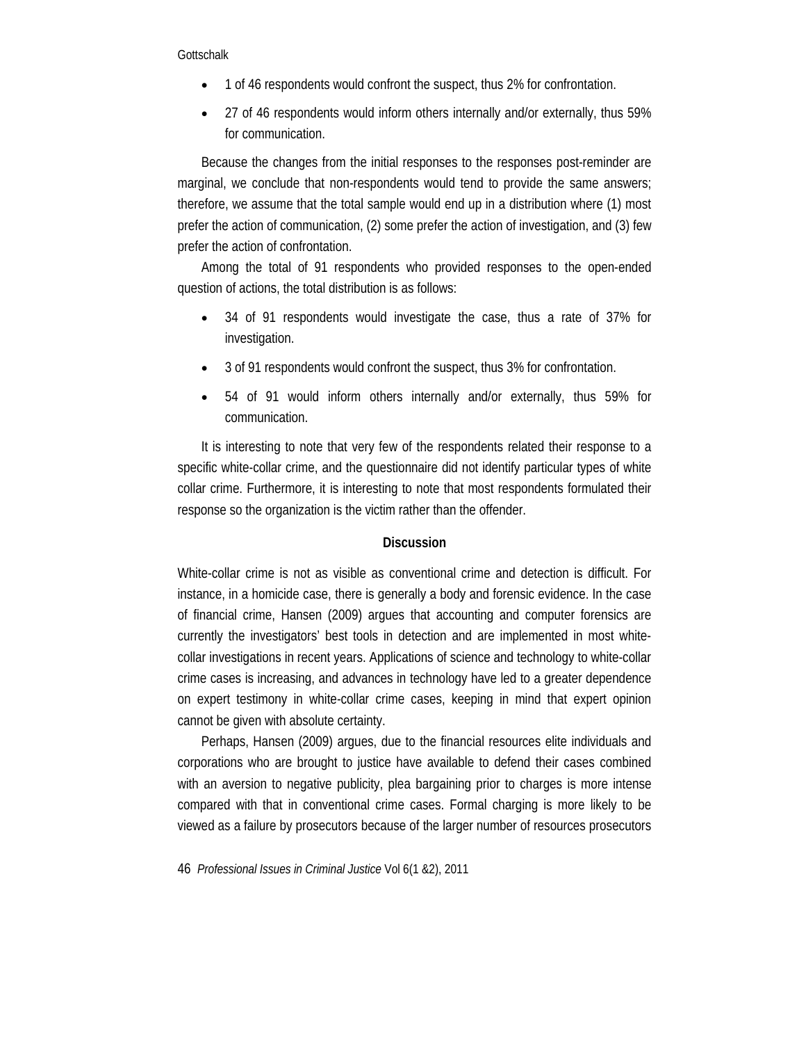- 1 of 46 respondents would confront the suspect, thus 2% for confrontation.
- 27 of 46 respondents would inform others internally and/or externally, thus 59% for communication.

Because the changes from the initial responses to the responses post-reminder are marginal, we conclude that non-respondents would tend to provide the same answers; therefore, we assume that the total sample would end up in a distribution where (1) most prefer the action of communication, (2) some prefer the action of investigation, and (3) few prefer the action of confrontation.

Among the total of 91 respondents who provided responses to the open-ended question of actions, the total distribution is as follows:

- 34 of 91 respondents would investigate the case, thus a rate of 37% for investigation.
- 3 of 91 respondents would confront the suspect, thus 3% for confrontation.
- 54 of 91 would inform others internally and/or externally, thus 59% for communication.

It is interesting to note that very few of the respondents related their response to a specific white-collar crime, and the questionnaire did not identify particular types of white collar crime. Furthermore, it is interesting to note that most respondents formulated their response so the organization is the victim rather than the offender.

## Discussion

White-collar crime is not as visible as conventional crime and detection is difficult. For instance, in a homicide case, there is generally a body and forensic evidence. In the case of financial crime, Hansen (2009) argues that accounting and computer forensics are currently the investigators' best tools in detection and are implemented in most white-collar investigations in recent years. Applications of science and technology to white-collar crime cases is increasing, and advances in technology have led to a greater dependence on expert testimony in white-collar crime cases, keeping in mind that expert opinion cannot be given with absolute certainty.

Perhaps, Hansen (2009) argues, due to the financial resources elite individuals and corporations who are brought to justice have available to defend their cases combined with an aversion to negative publicity, plea bargaining prior to charges is more intense compared with that in conventional crime cases. Formal charging is more likely to be viewed as a failure by prosecutors because of the larger number of resources prosecutors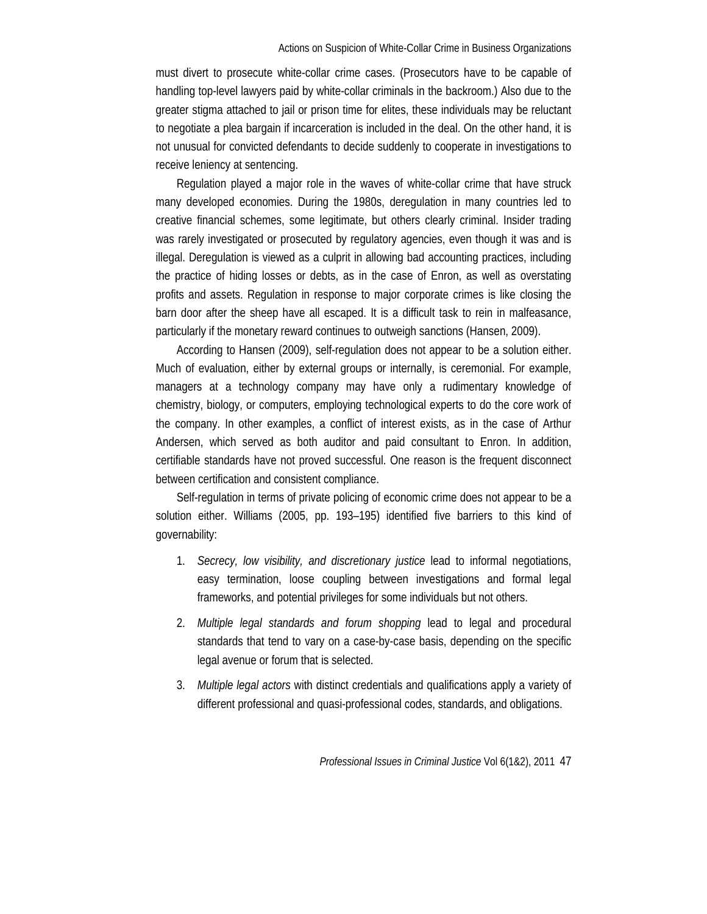must divert to prosecute white-collar crime cases. (Prosecutors have to be capable of handling top-level lawyers paid by white-collar criminals in the backroom.) Also due to the greater stigma attached to jail or prison time for elites, these individuals may be reluctant to negotiate a plea bargain if incarceration is included in the deal. On the other hand, it is not unusual for convicted defendants to decide suddenly to cooperate in investigations to receive leniency at sentencing.

Regulation played a major role in the waves of white-collar crime that have struck many developed economies. During the 1980s, deregulation in many countries led to creative financial schemes, some legitimate, but others clearly criminal. Insider trading was rarely investigated or prosecuted by regulatory agencies, even though it was and is illegal. Deregulation is viewed as a culprit in allowing bad accounting practices, including the practice of hiding losses or debts, as in the case of Enron, as well as overstating profits and assets. Regulation in response to major corporate crimes is like closing the barn door after the sheep have all escaped. It is a difficult task to rein in malfeasance, particularly if the monetary reward continues to outweigh sanctions (Hansen, 2009).

According to Hansen (2009), self-regulation does not appear to be a solution either. Much of evaluation, either by external groups or internally, is ceremonial. For example, managers at a technology company may have only a rudimentary knowledge of chemistry, biology, or computers, employing technological experts to do the core work of the company. In other examples, a conflict of interest exists, as in the case of Arthur Andersen, which served as both auditor and paid consultant to Enron. In addition, certifiable standards have not proved successful. One reason is the frequent disconnect between certification and consistent compliance.

Self-regulation in terms of private policing of economic crime does not appear to be a solution either. Williams (2005, pp. 193–195) identified five barriers to this kind of governability:

1. *Secrecy, low visibility, and discretionary justice* lead to informal negotiations, easy termination, loose coupling between investigations and formal legal frameworks, and potential privileges for some individuals but not others.
2. *Multiple legal standards and forum shopping* lead to legal and procedural standards that tend to vary on a case-by-case basis, depending on the specific legal avenue or forum that is selected.
3. *Multiple legal actors* with distinct credentials and qualifications apply a variety of different professional and quasi-professional codes, standards, and obligations.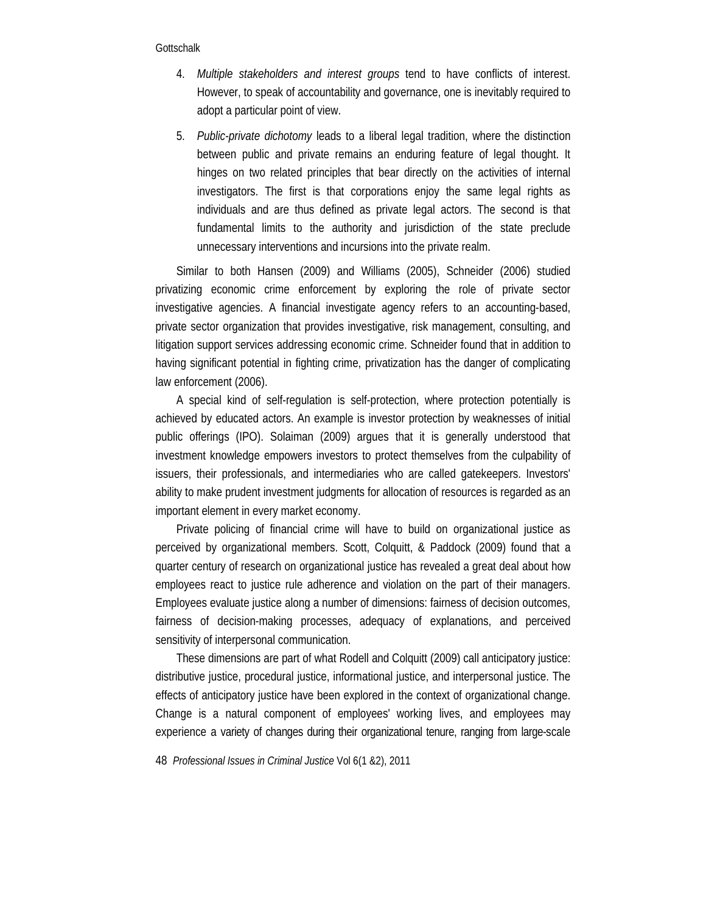4. *Multiple stakeholders and interest groups* tend to have conflicts of interest. However, to speak of accountability and governance, one is inevitably required to adopt a particular point of view.

5. *Public-private dichotomy* leads to a liberal legal tradition, where the distinction between public and private remains an enduring feature of legal thought. It hinges on two related principles that bear directly on the activities of internal investigators. The first is that corporations enjoy the same legal rights as individuals and are thus defined as private legal actors. The second is that fundamental limits to the authority and jurisdiction of the state preclude unnecessary interventions and incursions into the private realm.

Similar to both Hansen (2009) and Williams (2005), Schneider (2006) studied privatizing economic crime enforcement by exploring the role of private sector investigative agencies. A financial investigate agency refers to an accounting-based, private sector organization that provides investigative, risk management, consulting, and litigation support services addressing economic crime. Schneider found that in addition to having significant potential in fighting crime, privatization has the danger of complicating law enforcement (2006).

A special kind of self-regulation is self-protection, where protection potentially is achieved by educated actors. An example is investor protection by weaknesses of initial public offerings (IPO). Solaiman (2009) argues that it is generally understood that investment knowledge empowers investors to protect themselves from the culpability of issuers, their professionals, and intermediaries who are called gatekeepers. Investors' ability to make prudent investment judgments for allocation of resources is regarded as an important element in every market economy.

Private policing of financial crime will have to build on organizational justice as perceived by organizational members. Scott, Colquitt, & Paddock (2009) found that a quarter century of research on organizational justice has revealed a great deal about how employees react to justice rule adherence and violation on the part of their managers. Employees evaluate justice along a number of dimensions: fairness of decision outcomes, fairness of decision-making processes, adequacy of explanations, and perceived sensitivity of interpersonal communication.

These dimensions are part of what Rodell and Colquitt (2009) call anticipatory justice: distributive justice, procedural justice, informational justice, and interpersonal justice. The effects of anticipatory justice have been explored in the context of organizational change. Change is a natural component of employees' working lives, and employees may experience a variety of changes during their organizational tenure, ranging from large-scale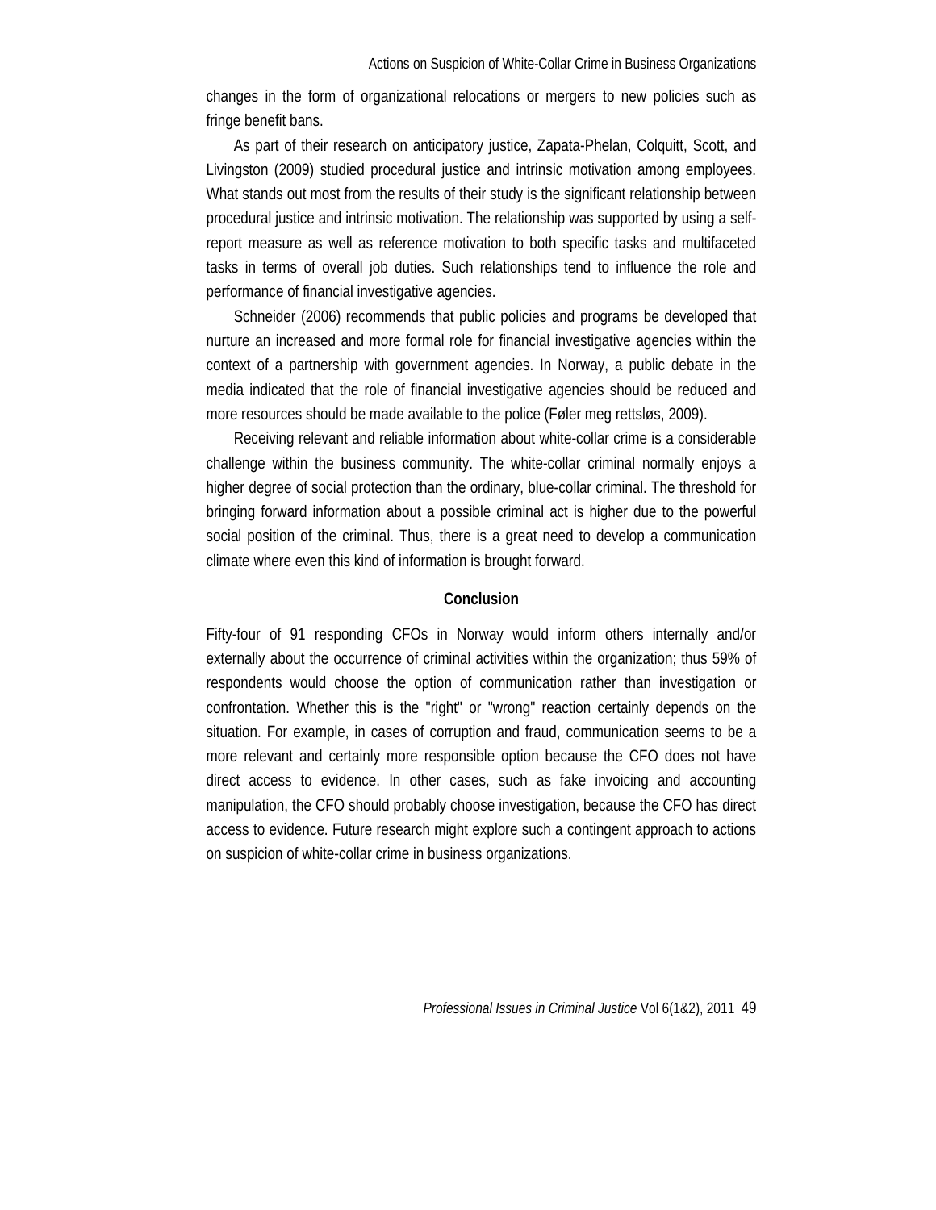changes in the form of organizational relocations or mergers to new policies such as fringe benefit bans.

As part of their research on anticipatory justice, Zapata-Phelan, Colquitt, Scott, and Livingston (2009) studied procedural justice and intrinsic motivation among employees. What stands out most from the results of their study is the significant relationship between procedural justice and intrinsic motivation. The relationship was supported by using a self-report measure as well as reference motivation to both specific tasks and multifaceted tasks in terms of overall job duties. Such relationships tend to influence the role and performance of financial investigative agencies.

Schneider (2006) recommends that public policies and programs be developed that nurture an increased and more formal role for financial investigative agencies within the context of a partnership with government agencies. In Norway, a public debate in the media indicated that the role of financial investigative agencies should be reduced and more resources should be made available to the police (Føler meg rettsløs, 2009).

Receiving relevant and reliable information about white-collar crime is a considerable challenge within the business community. The white-collar criminal normally enjoys a higher degree of social protection than the ordinary, blue-collar criminal. The threshold for bringing forward information about a possible criminal act is higher due to the powerful social position of the criminal. Thus, there is a great need to develop a communication climate where even this kind of information is brought forward.

## Conclusion

Fifty-four of 91 responding CFOs in Norway would inform others internally and/or externally about the occurrence of criminal activities within the organization; thus 59% of respondents would choose the option of communication rather than investigation or confrontation. Whether this is the "right" or "wrong" reaction certainly depends on the situation. For example, in cases of corruption and fraud, communication seems to be a more relevant and certainly more responsible option because the CFO does not have direct access to evidence. In other cases, such as fake invoicing and accounting manipulation, the CFO should probably choose investigation, because the CFO has direct access to evidence. Future research might explore such a contingent approach to actions on suspicion of white-collar crime in business organizations.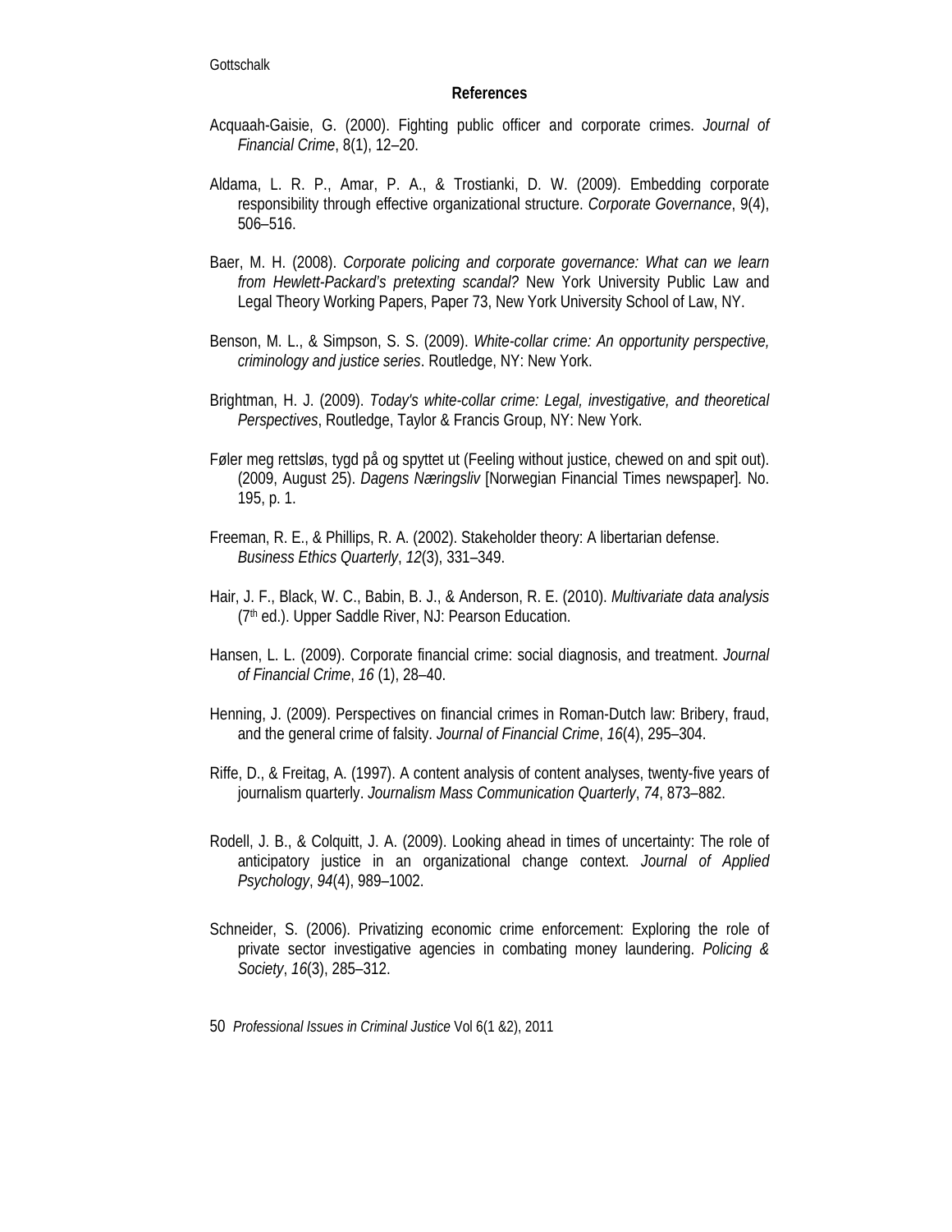## References

Acquaah-Gaisie, G. (2000). Fighting public officer and corporate crimes. *Journal of Financial Crime*, 8(1), 12–20.

Aldama, L. R. P., Amar, P. A., & Trostianki, D. W. (2009). Embedding corporate responsibility through effective organizational structure. *Corporate Governance*, 9(4), 506–516.

Baer, M. H. (2008). *Corporate policing and corporate governance: What can we learn from Hewlett-Packard's pretexting scandal?* New York University Public Law and Legal Theory Working Papers, Paper 73, New York University School of Law, NY.

Benson, M. L., & Simpson, S. S. (2009). *White-collar crime: An opportunity perspective, criminology and justice series*. Routledge, NY: New York.

Brightman, H. J. (2009). *Today's white-collar crime: Legal, investigative, and theoretical Perspectives*, Routledge, Taylor & Francis Group, NY: New York.

Føler meg rettsløs, tygd på og spyttet ut (Feeling without justice, chewed on and spit out). (2009, August 25). *Dagens Næringsliv* [Norwegian Financial Times newspaper]. No. 195, p. 1.

Freeman, R. E., & Phillips, R. A. (2002). Stakeholder theory: A libertarian defense. *Business Ethics Quarterly*, *12*(3), 331–349.

Hair, J. F., Black, W. C., Babin, B. J., & Anderson, R. E. (2010). *Multivariate data analysis* (7th ed.). Upper Saddle River, NJ: Pearson Education.

Hansen, L. L. (2009). Corporate financial crime: social diagnosis, and treatment. *Journal of Financial Crime*, *16* (1), 28–40.

Henning, J. (2009). Perspectives on financial crimes in Roman-Dutch law: Bribery, fraud, and the general crime of falsity. *Journal of Financial Crime*, *16*(4), 295–304.

Riffe, D., & Freitag, A. (1997). A content analysis of content analyses, twenty-five years of journalism quarterly. *Journalism Mass Communication Quarterly*, *74*, 873–882.

Rodell, J. B., & Colquitt, J. A. (2009). Looking ahead in times of uncertainty: The role of anticipatory justice in an organizational change context. *Journal of Applied Psychology*, *94*(4), 989–1002.

Schneider, S. (2006). Privatizing economic crime enforcement: Exploring the role of private sector investigative agencies in combating money laundering. *Policing & Society*, *16*(3), 285–312.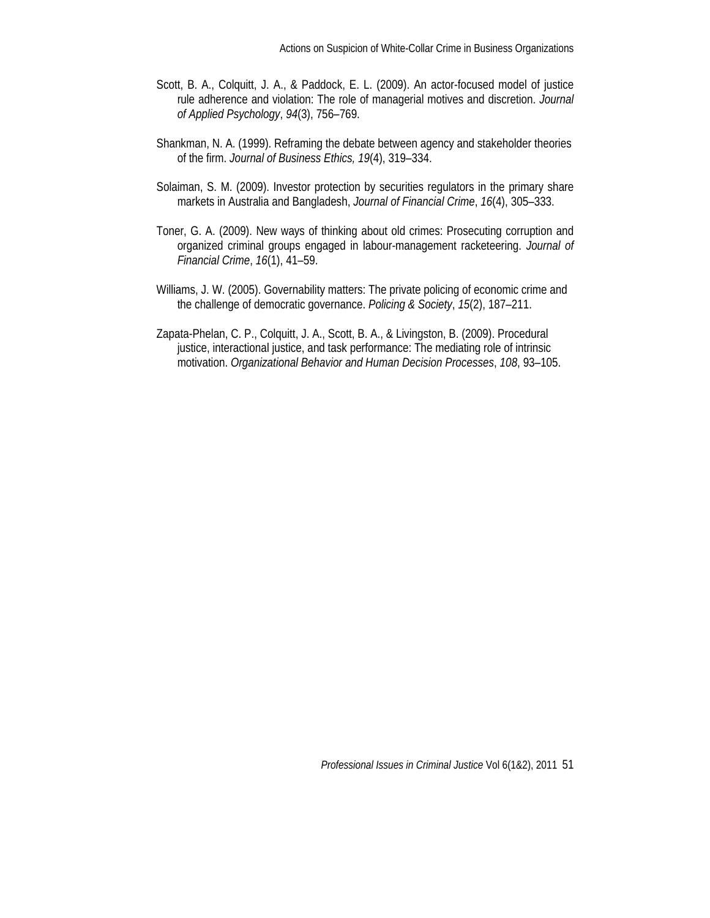Scott, B. A., Colquitt, J. A., & Paddock, E. L. (2009). An actor-focused model of justice rule adherence and violation: The role of managerial motives and discretion. *Journal of Applied Psychology*, *94*(3), 756–769.

Shankman, N. A. (1999). Reframing the debate between agency and stakeholder theories of the firm. *Journal of Business Ethics, 19*(4), 319–334.

Solaiman, S. M. (2009). Investor protection by securities regulators in the primary share markets in Australia and Bangladesh, *Journal of Financial Crime*, *16*(4), 305–333.

Toner, G. A. (2009). New ways of thinking about old crimes: Prosecuting corruption and organized criminal groups engaged in labour-management racketeering. *Journal of Financial Crime*, *16*(1), 41–59.

Williams, J. W. (2005). Governability matters: The private policing of economic crime and the challenge of democratic governance. *Policing & Society*, *15*(2), 187–211.

Zapata-Phelan, C. P., Colquitt, J. A., Scott, B. A., & Livingston, B. (2009). Procedural justice, interactional justice, and task performance: The mediating role of intrinsic motivation. *Organizational Behavior and Human Decision Processes*, *108*, 93–105.